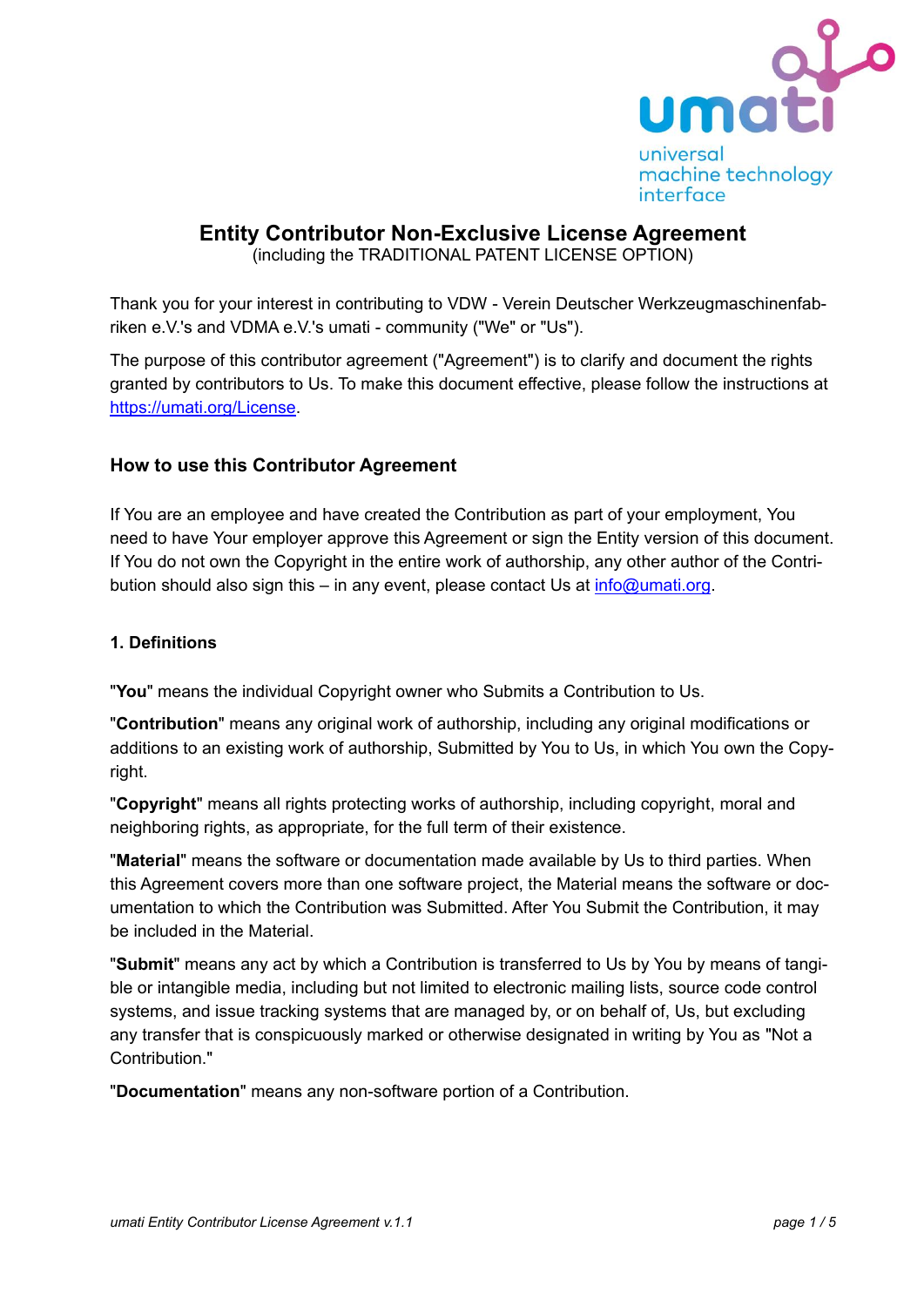# Entity Contributor Non-Exclusive License Agreement

(including the TRADITIONAL PATENT LICENSE OPTION)

Thank you for your interest in contributing to VDW - Verein Deutscher Werkzeugmaschinenfabriken e.V.'s and VDMA e.V.'s umati - community ("We" or "Us").

The purpose of this contributor agreement ("Agreement") is to clarify and document the rights granted by contributors to Us. To make this document effective, please follow the instructions at https://umati.org/License.

## How to use this Contributor Agreement

If You are an employee and have created the Contribution as part of your employment, You need to have Your employer approve this Agreement or sign the Entity version of this document. If You do not own the Copyright in the entire work of authorship, any other author of the Contribution should also sign this – in any event, please contact Us at info@umati.org.

### 1. Definitions

"**You**" means the individual Copyright owner who Submits a Contribution to Us.

"**Contribution**" means any original work of authorship, including any original modifications or additions to an existing work of authorship, Submitted by You to Us, in which You own the Copyright.

"**Copyright**" means all rights protecting works of authorship, including copyright, moral and neighboring rights, as appropriate, for the full term of their existence.

"**Material**" means the software or documentation made available by Us to third parties. When this Agreement covers more than one software project, the Material means the software or documentation to which the Contribution was Submitted. After You Submit the Contribution, it may be included in the Material.

"**Submit**" means any act by which a Contribution is transferred to Us by You by means of tangible or intangible media, including but not limited to electronic mailing lists, source code control systems, and issue tracking systems that are managed by, or on behalf of, Us, but excluding any transfer that is conspicuously marked or otherwise designated in writing by You as "Not a Contribution."

"**Documentation**" means any non-software portion of a Contribution.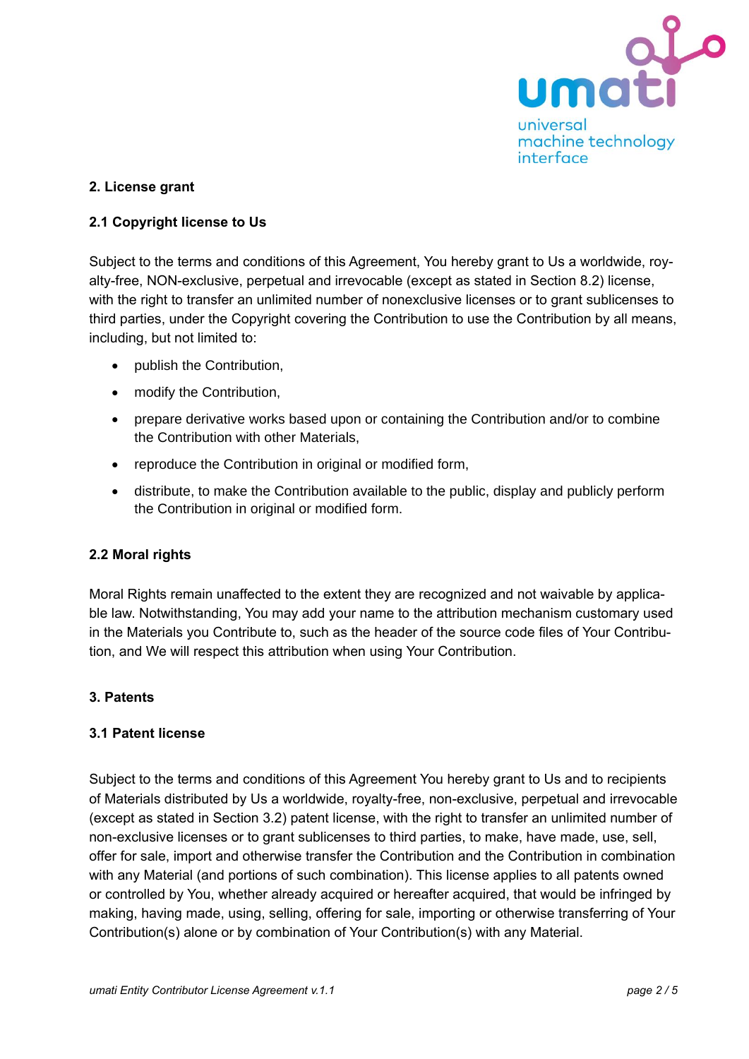## 2. License grant

### 2.1 Copyright license to Us

Subject to the terms and conditions of this Agreement, You hereby grant to Us a worldwide, royalty-free, NON-exclusive, perpetual and irrevocable (except as stated in Section 8.2) license, with the right to transfer an unlimited number of nonexclusive licenses or to grant sublicenses to third parties, under the Copyright covering the Contribution to use the Contribution by all means, including, but not limited to:

- publish the Contribution,
- modify the Contribution,
- prepare derivative works based upon or containing the Contribution and/or to combine the Contribution with other Materials,
- reproduce the Contribution in original or modified form,
- distribute, to make the Contribution available to the public, display and publicly perform the Contribution in original or modified form.

### 2.2 Moral rights

Moral Rights remain unaffected to the extent they are recognized and not waivable by applicable law. Notwithstanding, You may add your name to the attribution mechanism customary used in the Materials you Contribute to, such as the header of the source code files of Your Contribution, and We will respect this attribution when using Your Contribution.

## 3. Patents

### 3.1 Patent license

Subject to the terms and conditions of this Agreement You hereby grant to Us and to recipients of Materials distributed by Us a worldwide, royalty-free, non-exclusive, perpetual and irrevocable (except as stated in Section 3.2) patent license, with the right to transfer an unlimited number of non-exclusive licenses or to grant sublicenses to third parties, to make, have made, use, sell, offer for sale, import and otherwise transfer the Contribution and the Contribution in combination with any Material (and portions of such combination). This license applies to all patents owned or controlled by You, whether already acquired or hereafter acquired, that would be infringed by making, having made, using, selling, offering for sale, importing or otherwise transferring of Your Contribution(s) alone or by combination of Your Contribution(s) with any Material.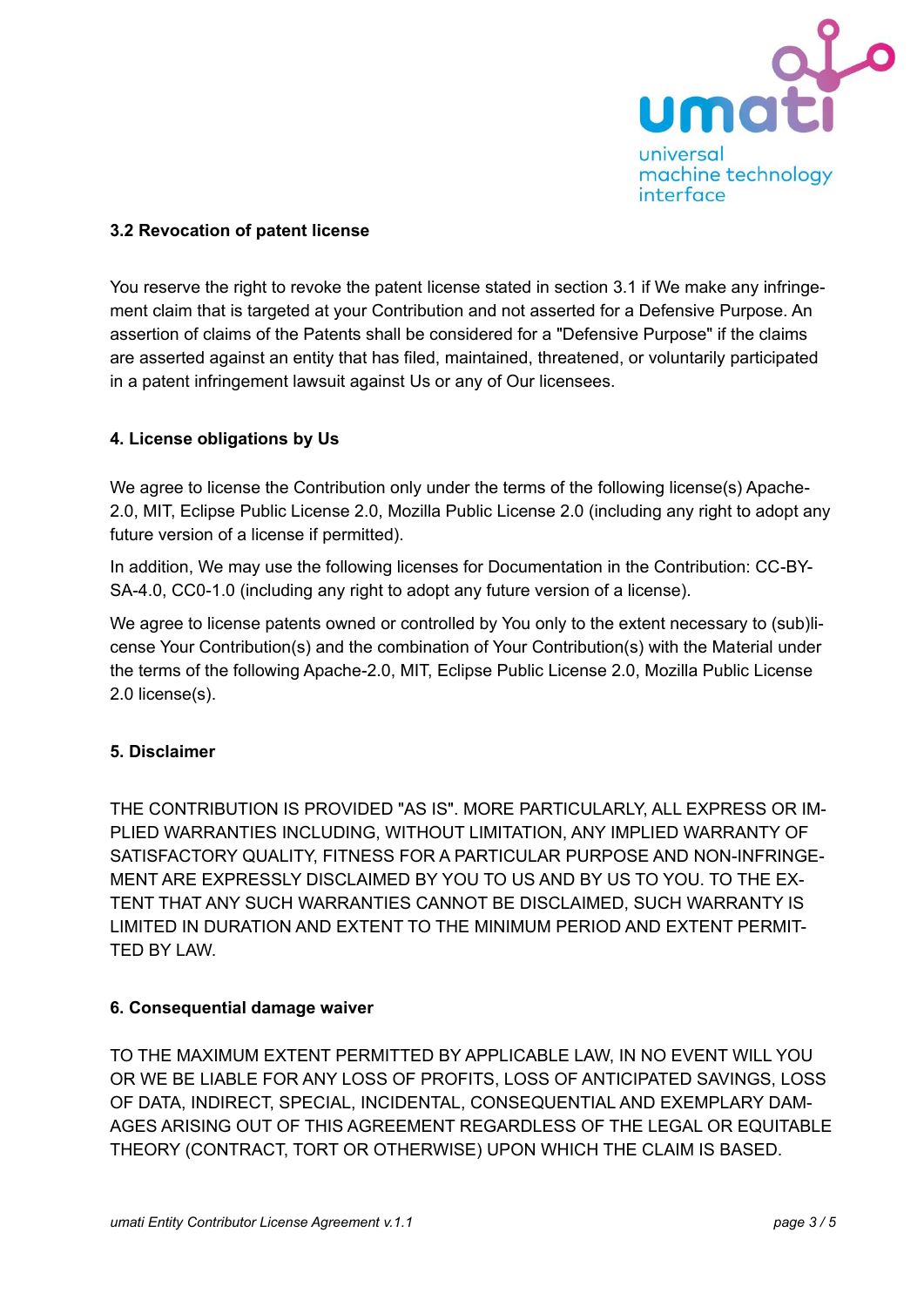**3.2 Revocation of patent license**

You reserve the right to revoke the patent license stated in section 3.1 if We make any infringement claim that is targeted at your Contribution and not asserted for a Defensive Purpose. An assertion of claims of the Patents shall be considered for a "Defensive Purpose" if the claims are asserted against an entity that has filed, maintained, threatened, or voluntarily participated in a patent infringement lawsuit against Us or any of Our licensees.

**4. License obligations by Us**

We agree to license the Contribution only under the terms of the following license(s) Apache-2.0, MIT, Eclipse Public License 2.0, Mozilla Public License 2.0 (including any right to adopt any future version of a license if permitted).

In addition, We may use the following licenses for Documentation in the Contribution: CC-BY-SA-4.0, CC0-1.0 (including any right to adopt any future version of a license).

We agree to license patents owned or controlled by You only to the extent necessary to (sub)license Your Contribution(s) and the combination of Your Contribution(s) with the Material under the terms of the following Apache-2.0, MIT, Eclipse Public License 2.0, Mozilla Public License 2.0 license(s).

**5. Disclaimer**

THE CONTRIBUTION IS PROVIDED "AS IS". MORE PARTICULARLY, ALL EXPRESS OR IMPLIED WARRANTIES INCLUDING, WITHOUT LIMITATION, ANY IMPLIED WARRANTY OF SATISFACTORY QUALITY, FITNESS FOR A PARTICULAR PURPOSE AND NON-INFRINGEMENT ARE EXPRESSLY DISCLAIMED BY YOU TO US AND BY US TO YOU. TO THE EXTENT THAT ANY SUCH WARRANTIES CANNOT BE DISCLAIMED, SUCH WARRANTY IS LIMITED IN DURATION AND EXTENT TO THE MINIMUM PERIOD AND EXTENT PERMITTED BY LAW.

**6. Consequential damage waiver**

TO THE MAXIMUM EXTENT PERMITTED BY APPLICABLE LAW, IN NO EVENT WILL YOU OR WE BE LIABLE FOR ANY LOSS OF PROFITS, LOSS OF ANTICIPATED SAVINGS, LOSS OF DATA, INDIRECT, SPECIAL, INCIDENTAL, CONSEQUENTIAL AND EXEMPLARY DAMAGES ARISING OUT OF THIS AGREEMENT REGARDLESS OF THE LEGAL OR EQUITABLE THEORY (CONTRACT, TORT OR OTHERWISE) UPON WHICH THE CLAIM IS BASED.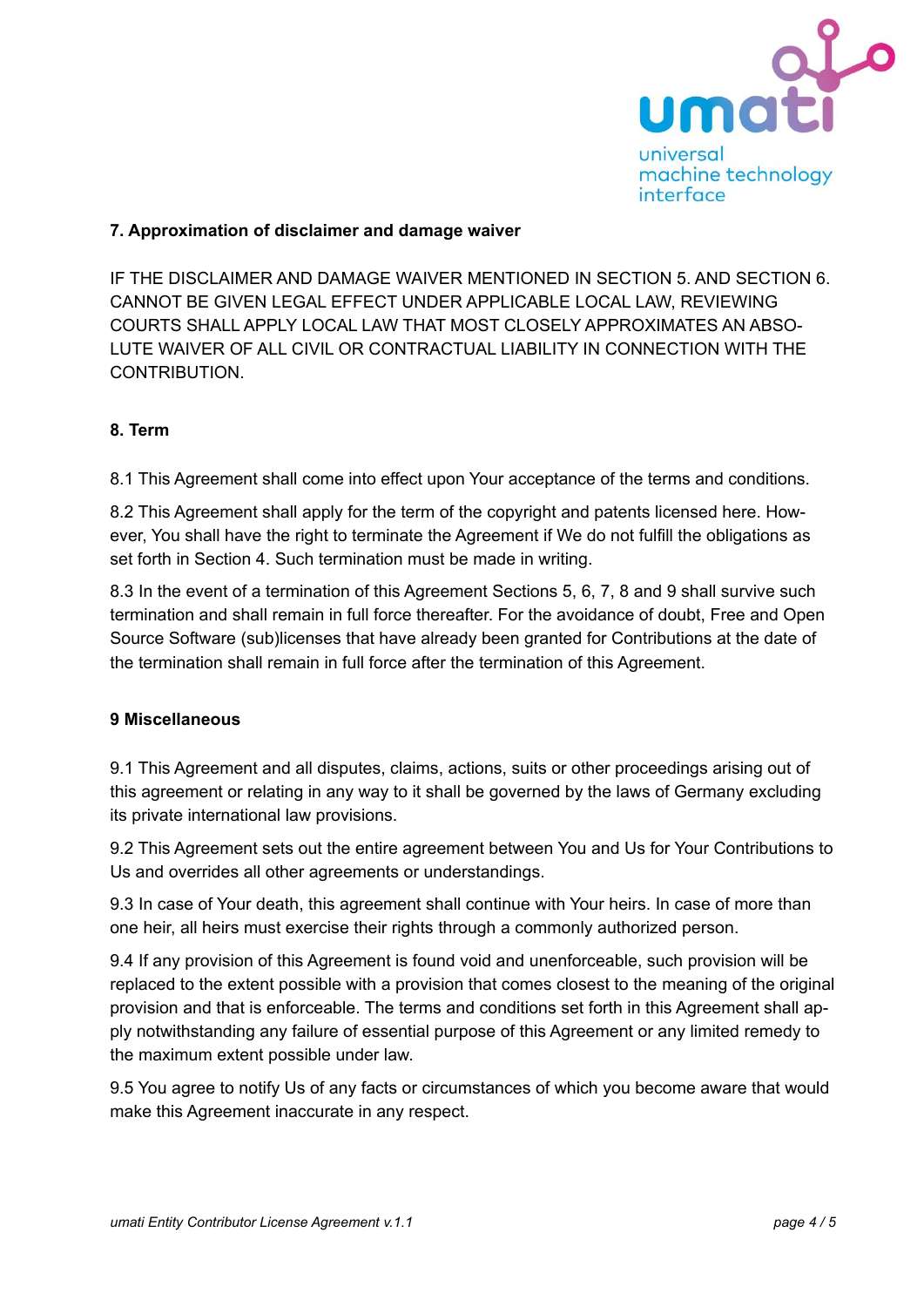### 7. Approximation of disclaimer and damage waiver

IF THE DISCLAIMER AND DAMAGE WAIVER MENTIONED IN SECTION 5. AND SECTION 6. CANNOT BE GIVEN LEGAL EFFECT UNDER APPLICABLE LOCAL LAW, REVIEWING COURTS SHALL APPLY LOCAL LAW THAT MOST CLOSELY APPROXIMATES AN ABSOLUTE WAIVER OF ALL CIVIL OR CONTRACTUAL LIABILITY IN CONNECTION WITH THE CONTRIBUTION.

### 8. Term

8.1 This Agreement shall come into effect upon Your acceptance of the terms and conditions.

8.2 This Agreement shall apply for the term of the copyright and patents licensed here. However, You shall have the right to terminate the Agreement if We do not fulfill the obligations as set forth in Section 4. Such termination must be made in writing.

8.3 In the event of a termination of this Agreement Sections 5, 6, 7, 8 and 9 shall survive such termination and shall remain in full force thereafter. For the avoidance of doubt, Free and Open Source Software (sub)licenses that have already been granted for Contributions at the date of the termination shall remain in full force after the termination of this Agreement.

### 9 Miscellaneous

9.1 This Agreement and all disputes, claims, actions, suits or other proceedings arising out of this agreement or relating in any way to it shall be governed by the laws of Germany excluding its private international law provisions.

9.2 This Agreement sets out the entire agreement between You and Us for Your Contributions to Us and overrides all other agreements or understandings.

9.3 In case of Your death, this agreement shall continue with Your heirs. In case of more than one heir, all heirs must exercise their rights through a commonly authorized person.

9.4 If any provision of this Agreement is found void and unenforceable, such provision will be replaced to the extent possible with a provision that comes closest to the meaning of the original provision and that is enforceable. The terms and conditions set forth in this Agreement shall apply notwithstanding any failure of essential purpose of this Agreement or any limited remedy to the maximum extent possible under law.

9.5 You agree to notify Us of any facts or circumstances of which you become aware that would make this Agreement inaccurate in any respect.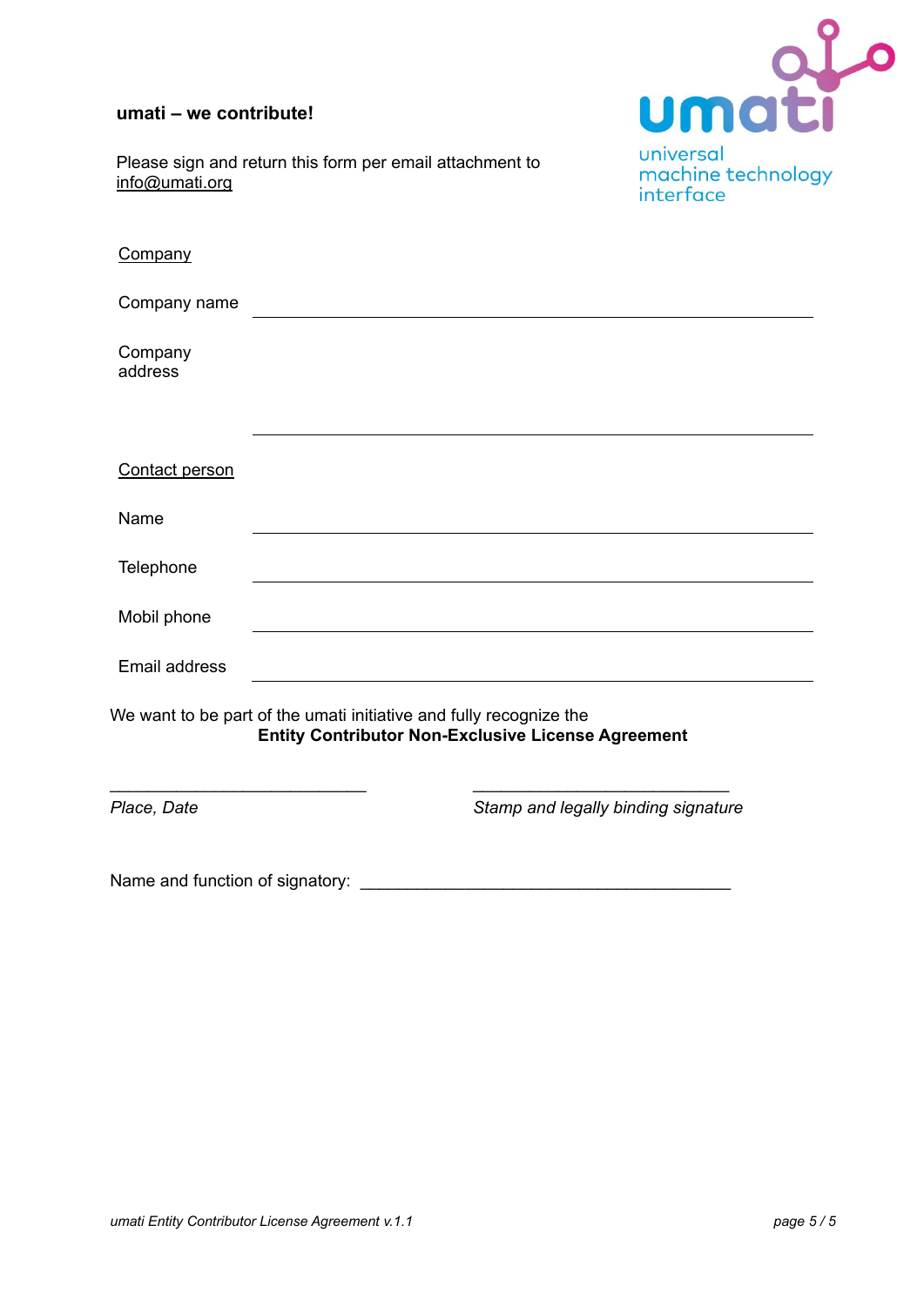**umati – we contribute!**

Please sign and return this form per email attachment to info@umati.org

umati
universal
machine technology
interface

Company

Company name \_\_\_\_\_\_\_\_\_\_\_\_\_\_\_\_\_\_\_\_\_\_\_\_\_\_\_\_\_\_\_\_\_\_\_\_\_\_\_\_

Company address

\_\_\_\_\_\_\_\_\_\_\_\_\_\_\_\_\_\_\_\_\_\_\_\_\_\_\_\_\_\_\_\_\_\_\_\_\_\_\_\_

Contact person

Name \_\_\_\_\_\_\_\_\_\_\_\_\_\_\_\_\_\_\_\_\_\_\_\_\_\_\_\_\_\_\_\_\_\_\_\_\_\_\_\_

Telephone \_\_\_\_\_\_\_\_\_\_\_\_\_\_\_\_\_\_\_\_\_\_\_\_\_\_\_\_\_\_\_\_\_\_\_\_\_\_\_\_

Mobil phone \_\_\_\_\_\_\_\_\_\_\_\_\_\_\_\_\_\_\_\_\_\_\_\_\_\_\_\_\_\_\_\_\_\_\_\_\_\_\_\_

Email address \_\_\_\_\_\_\_\_\_\_\_\_\_\_\_\_\_\_\_\_\_\_\_\_\_\_\_\_\_\_\_\_\_\_\_\_\_\_\_\_

We want to be part of the umati initiative and fully recognize the
**Entity Contributor Non-Exclusive License Agreement**

\_\_\_\_\_\_\_\_\_\_\_\_\_\_\_\_\_\_\_\_\_\_\_\_\_\_\_\_ \_\_\_\_\_\_\_\_\_\_\_\_\_\_\_\_\_\_\_\_\_\_\_\_\_\_\_\_

*Place, Date* *Stamp and legally binding signature*

Name and function of signatory: \_\_\_\_\_\_\_\_\_\_\_\_\_\_\_\_\_\_\_\_\_\_\_\_\_\_\_\_\_\_\_\_\_\_\_\_\_\_\_\_